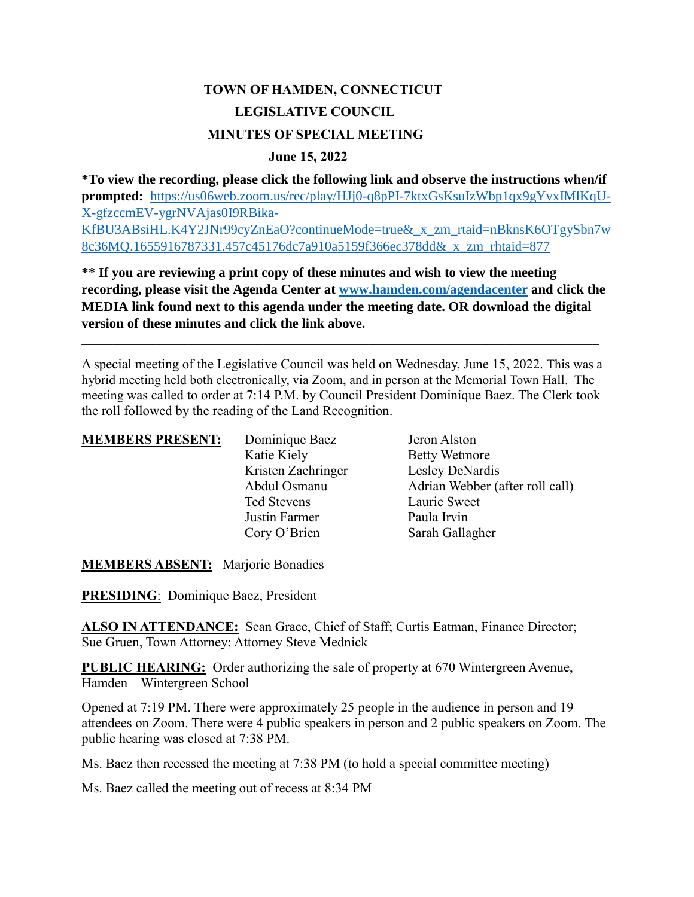**TOWN OF HAMDEN, CONNECTICUT**

**LEGISLATIVE COUNCIL**

**MINUTES OF SPECIAL MEETING**

**June 15, 2022**

**\*To view the recording, please click the following link and observe the instructions when/if prompted:** https://us06web.zoom.us/rec/play/HJj0-q8pPI-7ktxGsKsuIzWbp1qx9gYvxIMlKqU-X-gfzccmEV-ygrNVAjas0I9RBika-KfBU3ABsiHL.K4Y2JNr99cyZnEaO?continueMode=true&_x_zm_rtaid=nBknsK6OTgySbn7w8c36MQ.1655916787331.457c45176dc7a910a5159f366ec378dd&_x_zm_rhtaid=877

**\*\* If you are reviewing a print copy of these minutes and wish to view the meeting recording, please visit the Agenda Center at www.hamden.com/agendacenter and click the MEDIA link found next to this agenda under the meeting date. OR download the digital version of these minutes and click the link above.**

---

A special meeting of the Legislative Council was held on Wednesday, June 15, 2022. This was a hybrid meeting held both electronically, via Zoom, and in person at the Memorial Town Hall. The meeting was called to order at 7:14 P.M. by Council President Dominique Baez. The Clerk took the roll followed by the reading of the Land Recognition.

**MEMBERS PRESENT:**

| | |
|---|---|
| Dominique Baez | Jeron Alston |
| Katie Kiely | Betty Wetmore |
| Kristen Zaehringer | Lesley DeNardis |
| Abdul Osmanu | Adrian Webber (after roll call) |
| Ted Stevens | Laurie Sweet |
| Justin Farmer | Paula Irvin |
| Cory O'Brien | Sarah Gallagher |

**MEMBERS ABSENT:** Marjorie Bonadies

**PRESIDING**: Dominique Baez, President

**ALSO IN ATTENDANCE:** Sean Grace, Chief of Staff; Curtis Eatman, Finance Director; Sue Gruen, Town Attorney; Attorney Steve Mednick

**PUBLIC HEARING:** Order authorizing the sale of property at 670 Wintergreen Avenue, Hamden – Wintergreen School

Opened at 7:19 PM. There were approximately 25 people in the audience in person and 19 attendees on Zoom. There were 4 public speakers in person and 2 public speakers on Zoom. The public hearing was closed at 7:38 PM.

Ms. Baez then recessed the meeting at 7:38 PM (to hold a special committee meeting)

Ms. Baez called the meeting out of recess at 8:34 PM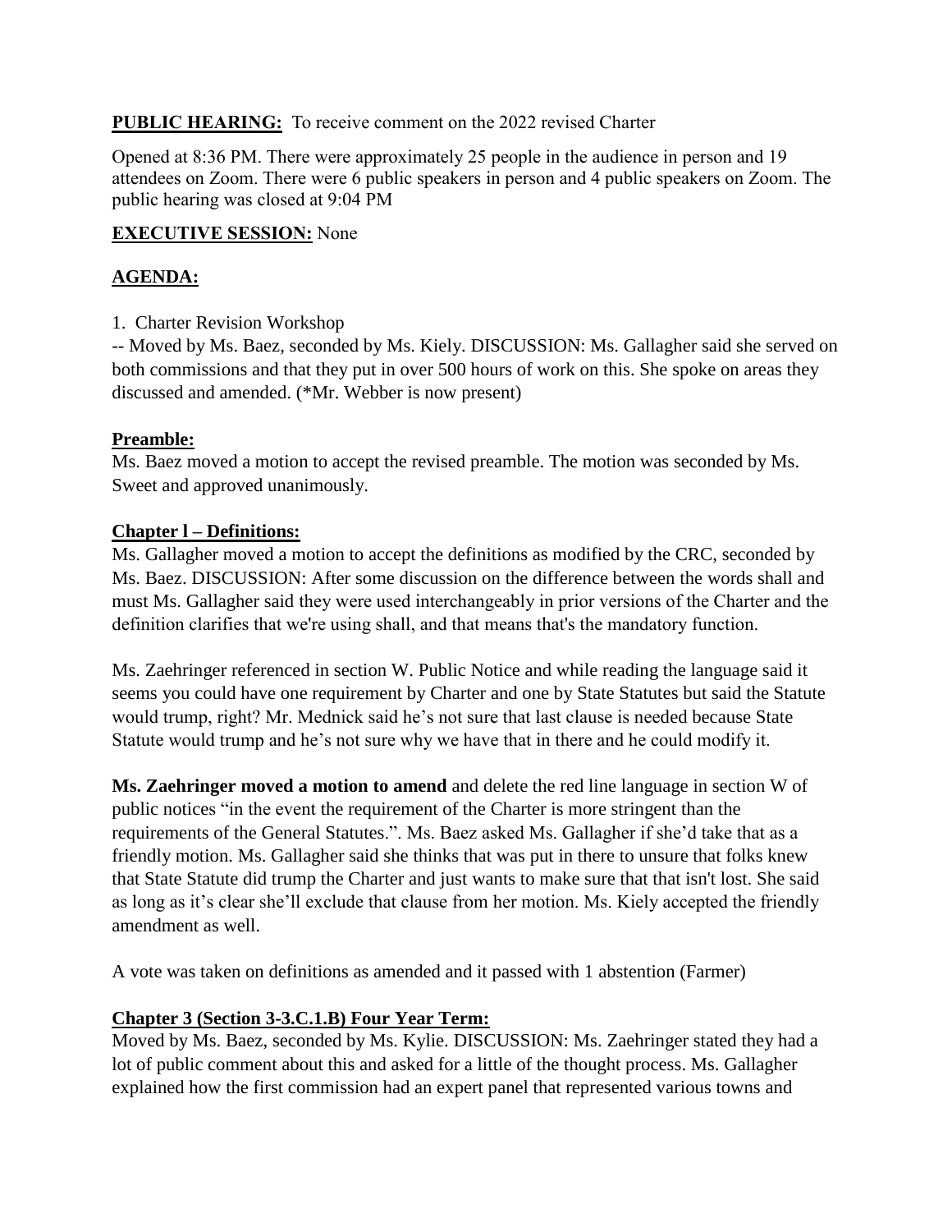**PUBLIC HEARING:** To receive comment on the 2022 revised Charter

Opened at 8:36 PM. There were approximately 25 people in the audience in person and 19 attendees on Zoom. There were 6 public speakers in person and 4 public speakers on Zoom. The public hearing was closed at 9:04 PM

**EXECUTIVE SESSION:** None

**AGENDA:**

1. Charter Revision Workshop

-- Moved by Ms. Baez, seconded by Ms. Kiely. DISCUSSION: Ms. Gallagher said she served on both commissions and that they put in over 500 hours of work on this. She spoke on areas they discussed and amended. (*Mr. Webber is now present)

**Preamble:**

Ms. Baez moved a motion to accept the revised preamble. The motion was seconded by Ms. Sweet and approved unanimously.

**Chapter l – Definitions:**

Ms. Gallagher moved a motion to accept the definitions as modified by the CRC, seconded by Ms. Baez. DISCUSSION: After some discussion on the difference between the words shall and must Ms. Gallagher said they were used interchangeably in prior versions of the Charter and the definition clarifies that we're using shall, and that means that's the mandatory function.

Ms. Zaehringer referenced in section W. Public Notice and while reading the language said it seems you could have one requirement by Charter and one by State Statutes but said the Statute would trump, right? Mr. Mednick said he's not sure that last clause is needed because State Statute would trump and he's not sure why we have that in there and he could modify it.

**Ms. Zaehringer moved a motion to amend** and delete the red line language in section W of public notices "in the event the requirement of the Charter is more stringent than the requirements of the General Statutes.". Ms. Baez asked Ms. Gallagher if she'd take that as a friendly motion. Ms. Gallagher said she thinks that was put in there to unsure that folks knew that State Statute did trump the Charter and just wants to make sure that that isn't lost. She said as long as it's clear she'll exclude that clause from her motion. Ms. Kiely accepted the friendly amendment as well.

A vote was taken on definitions as amended and it passed with 1 abstention (Farmer)

**Chapter 3 (Section 3-3.C.1.B) Four Year Term:**

Moved by Ms. Baez, seconded by Ms. Kylie. DISCUSSION: Ms. Zaehringer stated they had a lot of public comment about this and asked for a little of the thought process. Ms. Gallagher explained how the first commission had an expert panel that represented various towns and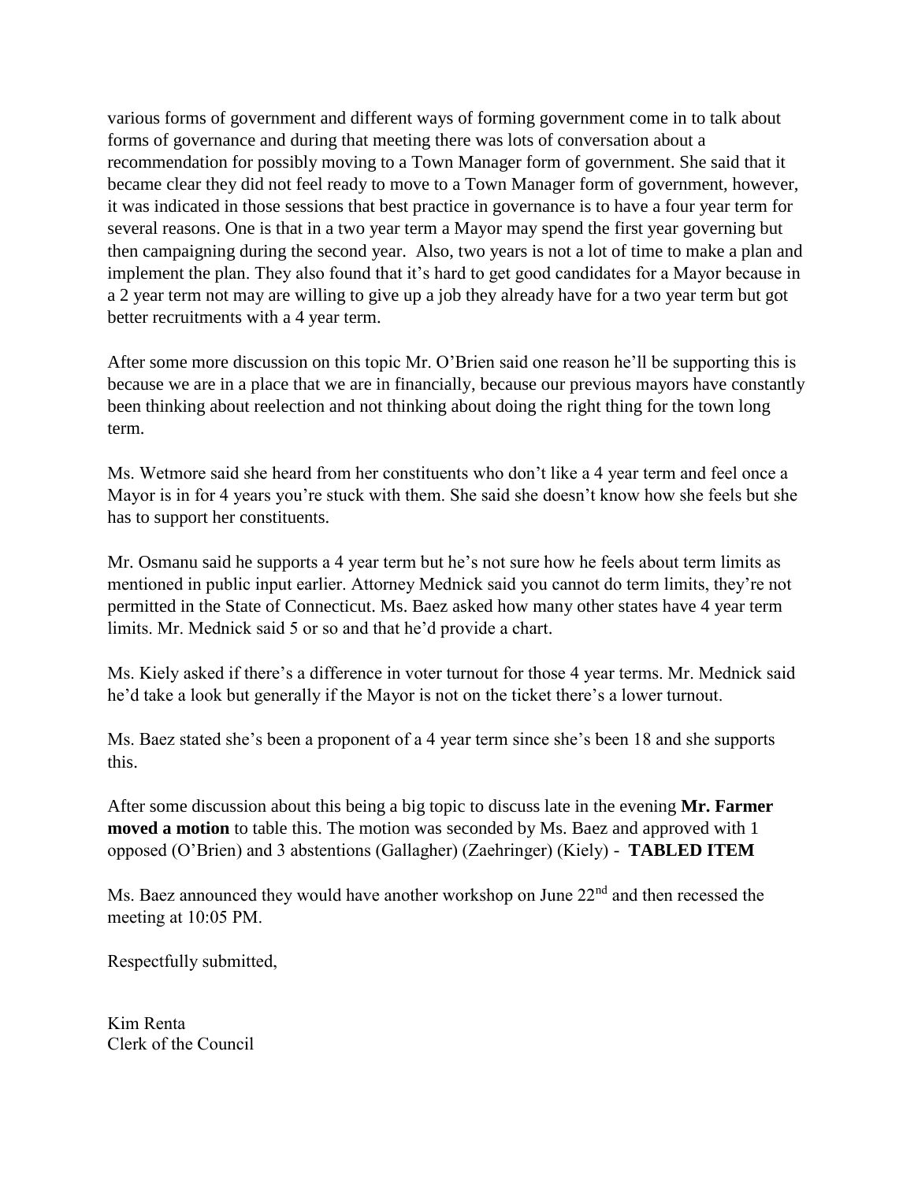various forms of government and different ways of forming government come in to talk about forms of governance and during that meeting there was lots of conversation about a recommendation for possibly moving to a Town Manager form of government. She said that it became clear they did not feel ready to move to a Town Manager form of government, however, it was indicated in those sessions that best practice in governance is to have a four year term for several reasons. One is that in a two year term a Mayor may spend the first year governing but then campaigning during the second year. Also, two years is not a lot of time to make a plan and implement the plan. They also found that it's hard to get good candidates for a Mayor because in a 2 year term not may are willing to give up a job they already have for a two year term but got better recruitments with a 4 year term.

After some more discussion on this topic Mr. O'Brien said one reason he'll be supporting this is because we are in a place that we are in financially, because our previous mayors have constantly been thinking about reelection and not thinking about doing the right thing for the town long term.

Ms. Wetmore said she heard from her constituents who don't like a 4 year term and feel once a Mayor is in for 4 years you're stuck with them. She said she doesn't know how she feels but she has to support her constituents.

Mr. Osmanu said he supports a 4 year term but he's not sure how he feels about term limits as mentioned in public input earlier. Attorney Mednick said you cannot do term limits, they're not permitted in the State of Connecticut. Ms. Baez asked how many other states have 4 year term limits. Mr. Mednick said 5 or so and that he'd provide a chart.

Ms. Kiely asked if there's a difference in voter turnout for those 4 year terms. Mr. Mednick said he'd take a look but generally if the Mayor is not on the ticket there's a lower turnout.

Ms. Baez stated she's been a proponent of a 4 year term since she's been 18 and she supports this.

After some discussion about this being a big topic to discuss late in the evening **Mr. Farmer moved a motion** to table this. The motion was seconded by Ms. Baez and approved with 1 opposed (O'Brien) and 3 abstentions (Gallagher) (Zaehringer) (Kiely) - **TABLED ITEM**

Ms. Baez announced they would have another workshop on June 22nd and then recessed the meeting at 10:05 PM.

Respectfully submitted,

Kim Renta
Clerk of the Council